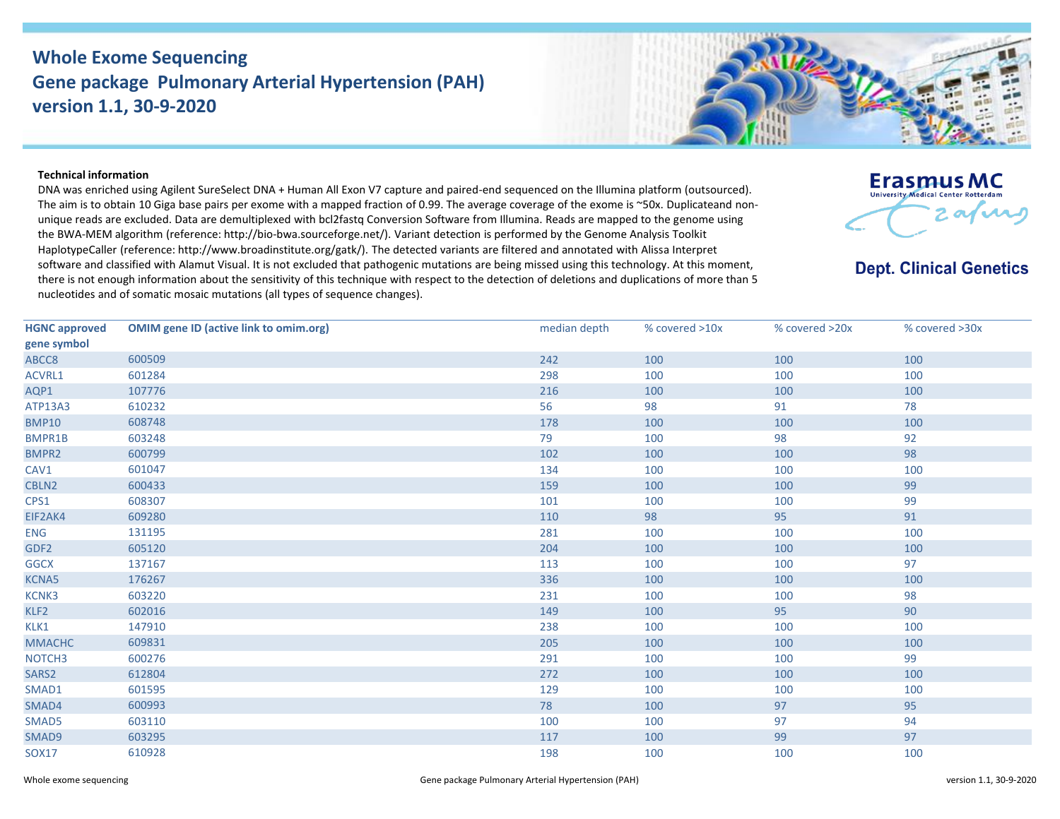# Whole Exome Sequencing
# Gene package Pulmonary Arterial Hypertension (PAH)
# version 1.1, 30-9-2020

Erasmus MC
University Medical Center Rotterdam

**Dept. Clinical Genetics**

**Technical information**

DNA was enriched using Agilent SureSelect DNA + Human All Exon V7 capture and paired-end sequenced on the Illumina platform (outsourced). The aim is to obtain 10 Giga base pairs per exome with a mapped fraction of 0.99. The average coverage of the exome is ~50x. Duplicateand non-unique reads are excluded. Data are demultiplexed with bcl2fastq Conversion Software from Illumina. Reads are mapped to the genome using the BWA-MEM algorithm (reference: http://bio-bwa.sourceforge.net/). Variant detection is performed by the Genome Analysis Toolkit HaplotypeCaller (reference: http://www.broadinstitute.org/gatk/). The detected variants are filtered and annotated with Alissa Interpret software and classified with Alamut Visual. It is not excluded that pathogenic mutations are being missed using this technology. At this moment, there is not enough information about the sensitivity of this technique with respect to the detection of deletions and duplications of more than 5 nucleotides and of somatic mosaic mutations (all types of sequence changes).

| HGNC approved gene symbol | OMIM gene ID (active link to omim.org) | median depth | % covered >10x | % covered >20x | % covered >30x |
|---|---|---|---|---|---|
| ABCC8 | 600509 | 242 | 100 | 100 | 100 |
| ACVRL1 | 601284 | 298 | 100 | 100 | 100 |
| AQP1 | 107776 | 216 | 100 | 100 | 100 |
| ATP13A3 | 610232 | 56 | 98 | 91 | 78 |
| BMP10 | 608748 | 178 | 100 | 100 | 100 |
| BMPR1B | 603248 | 79 | 100 | 98 | 92 |
| BMPR2 | 600799 | 102 | 100 | 100 | 98 |
| CAV1 | 601047 | 134 | 100 | 100 | 100 |
| CBLN2 | 600433 | 159 | 100 | 100 | 99 |
| CPS1 | 608307 | 101 | 100 | 100 | 99 |
| EIF2AK4 | 609280 | 110 | 98 | 95 | 91 |
| ENG | 131195 | 281 | 100 | 100 | 100 |
| GDF2 | 605120 | 204 | 100 | 100 | 100 |
| GGCX | 137167 | 113 | 100 | 100 | 97 |
| KCNA5 | 176267 | 336 | 100 | 100 | 100 |
| KCNK3 | 603220 | 231 | 100 | 100 | 98 |
| KLF2 | 602016 | 149 | 100 | 95 | 90 |
| KLK1 | 147910 | 238 | 100 | 100 | 100 |
| MMACHC | 609831 | 205 | 100 | 100 | 100 |
| NOTCH3 | 600276 | 291 | 100 | 100 | 99 |
| SARS2 | 612804 | 272 | 100 | 100 | 100 |
| SMAD1 | 601595 | 129 | 100 | 100 | 100 |
| SMAD4 | 600993 | 78 | 100 | 97 | 95 |
| SMAD5 | 603110 | 100 | 100 | 97 | 94 |
| SMAD9 | 603295 | 117 | 100 | 99 | 97 |
| SOX17 | 610928 | 198 | 100 | 100 | 100 |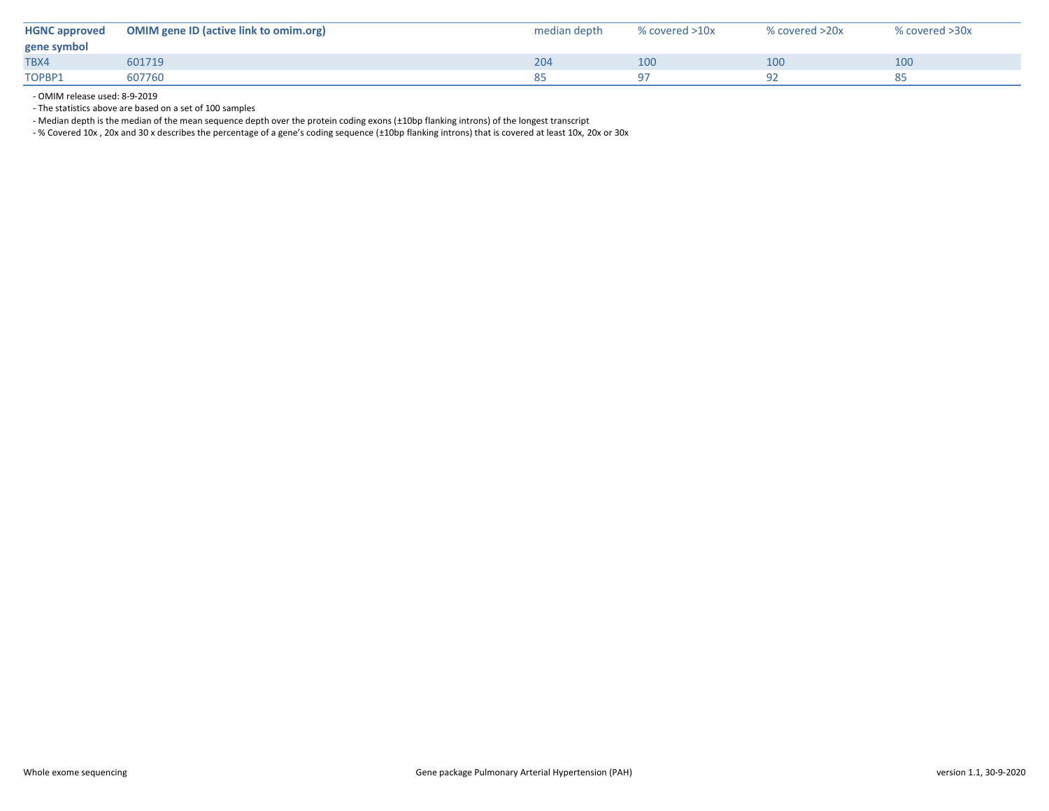| HGNC approved gene symbol | OMIM gene ID (active link to omim.org) | median depth | % covered >10x | % covered >20x | % covered >30x |
|---|---|---|---|---|---|
| TBX4 | 601719 | 204 | 100 | 100 | 100 |
| TOPBP1 | 607760 | 85 | 97 | 92 | 85 |

- OMIM release used: 8-9-2019
- The statistics above are based on a set of 100 samples
- Median depth is the median of the mean sequence depth over the protein coding exons (±10bp flanking introns) of the longest transcript
- % Covered 10x , 20x and 30 x describes the percentage of a gene's coding sequence (±10bp flanking introns) that is covered at least 10x, 20x or 30x